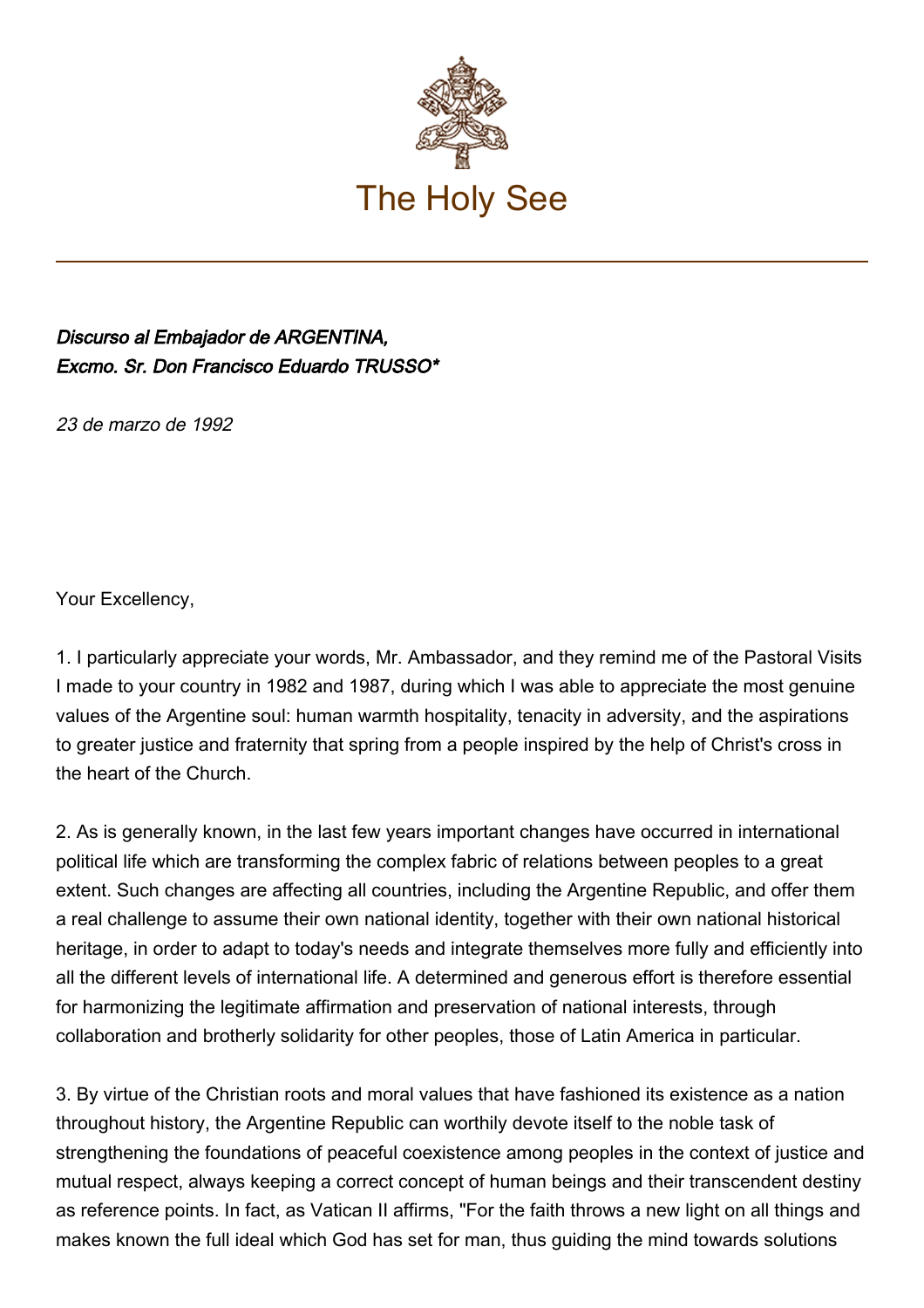# The Holy See

***Discurso al Embajador de ARGENTINA,***
***Excmo. Sr. Don Francisco Eduardo TRUSSO****

*23 de marzo de 1992*

Your Excellency,

1. I particularly appreciate your words, Mr. Ambassador, and they remind me of the Pastoral Visits I made to your country in 1982 and 1987, during which I was able to appreciate the most genuine values of the Argentine soul: human warmth hospitality, tenacity in adversity, and the aspirations to greater justice and fraternity that spring from a people inspired by the help of Christ's cross in the heart of the Church.

2. As is generally known, in the last few years important changes have occurred in international political life which are transforming the complex fabric of relations between peoples to a great extent. Such changes are affecting all countries, including the Argentine Republic, and offer them a real challenge to assume their own national identity, together with their own national historical heritage, in order to adapt to today's needs and integrate themselves more fully and efficiently into all the different levels of international life. A determined and generous effort is therefore essential for harmonizing the legitimate affirmation and preservation of national interests, through collaboration and brotherly solidarity for other peoples, those of Latin America in particular.

3. By virtue of the Christian roots and moral values that have fashioned its existence as a nation throughout history, the Argentine Republic can worthily devote itself to the noble task of strengthening the foundations of peaceful coexistence among peoples in the context of justice and mutual respect, always keeping a correct concept of human beings and their transcendent destiny as reference points. In fact, as Vatican II affirms, "For the faith throws a new light on all things and makes known the full ideal which God has set for man, thus guiding the mind towards solutions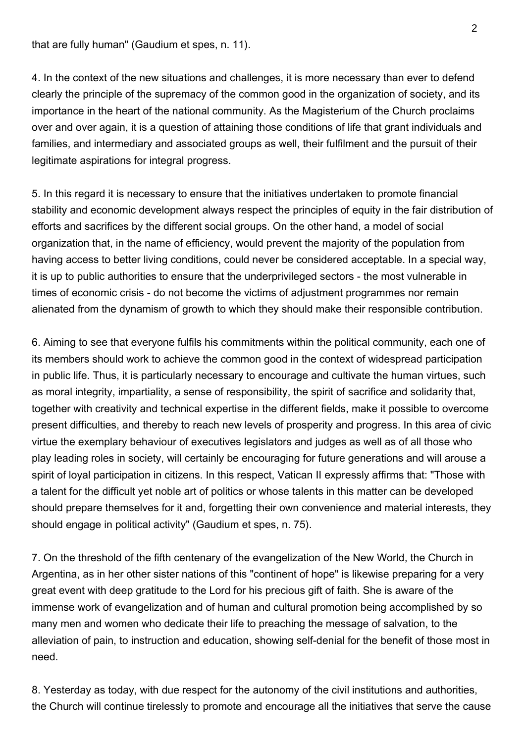that are fully human" (Gaudium et spes, n. 11).

4. In the context of the new situations and challenges, it is more necessary than ever to defend clearly the principle of the supremacy of the common good in the organization of society, and its importance in the heart of the national community. As the Magisterium of the Church proclaims over and over again, it is a question of attaining those conditions of life that grant individuals and families, and intermediary and associated groups as well, their fulfilment and the pursuit of their legitimate aspirations for integral progress.

5. In this regard it is necessary to ensure that the initiatives undertaken to promote financial stability and economic development always respect the principles of equity in the fair distribution of efforts and sacrifices by the different social groups. On the other hand, a model of social organization that, in the name of efficiency, would prevent the majority of the population from having access to better living conditions, could never be considered acceptable. In a special way, it is up to public authorities to ensure that the underprivileged sectors - the most vulnerable in times of economic crisis - do not become the victims of adjustment programmes nor remain alienated from the dynamism of growth to which they should make their responsible contribution.

6. Aiming to see that everyone fulfils his commitments within the political community, each one of its members should work to achieve the common good in the context of widespread participation in public life. Thus, it is particularly necessary to encourage and cultivate the human virtues, such as moral integrity, impartiality, a sense of responsibility, the spirit of sacrifice and solidarity that, together with creativity and technical expertise in the different fields, make it possible to overcome present difficulties, and thereby to reach new levels of prosperity and progress. In this area of civic virtue the exemplary behaviour of executives legislators and judges as well as of all those who play leading roles in society, will certainly be encouraging for future generations and will arouse a spirit of loyal participation in citizens. In this respect, Vatican II expressly affirms that: "Those with a talent for the difficult yet noble art of politics or whose talents in this matter can be developed should prepare themselves for it and, forgetting their own convenience and material interests, they should engage in political activity" (Gaudium et spes, n. 75).

7. On the threshold of the fifth centenary of the evangelization of the New World, the Church in Argentina, as in her other sister nations of this "continent of hope" is likewise preparing for a very great event with deep gratitude to the Lord for his precious gift of faith. She is aware of the immense work of evangelization and of human and cultural promotion being accomplished by so many men and women who dedicate their life to preaching the message of salvation, to the alleviation of pain, to instruction and education, showing self-denial for the benefit of those most in need.

8. Yesterday as today, with due respect for the autonomy of the civil institutions and authorities, the Church will continue tirelessly to promote and encourage all the initiatives that serve the cause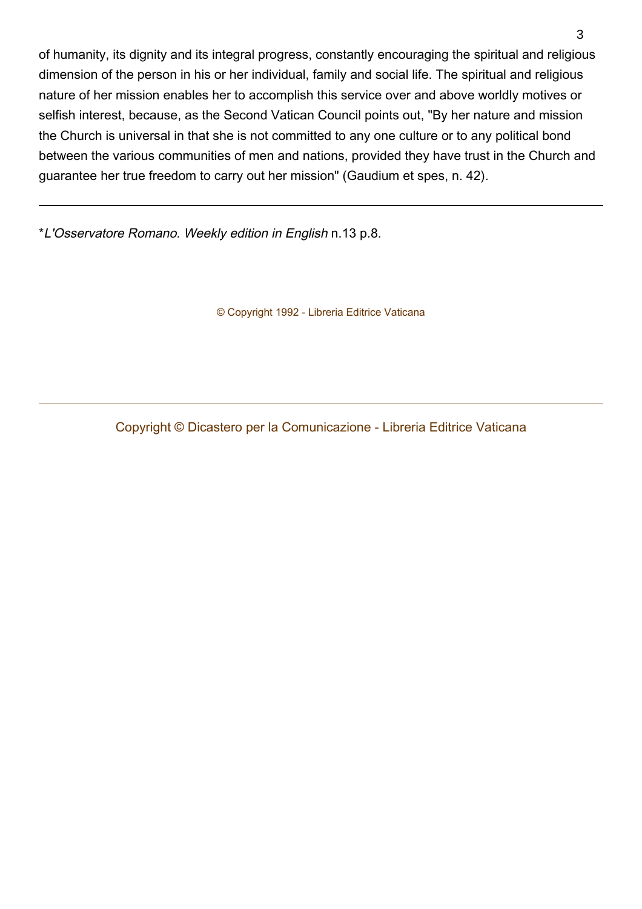of humanity, its dignity and its integral progress, constantly encouraging the spiritual and religious dimension of the person in his or her individual, family and social life. The spiritual and religious nature of her mission enables her to accomplish this service over and above worldly motives or selfish interest, because, as the Second Vatican Council points out, "By her nature and mission the Church is universal in that she is not committed to any one culture or to any political bond between the various communities of men and nations, provided they have trust in the Church and guarantee her true freedom to carry out her mission" (Gaudium et spes, n. 42).

---

*_L'Osservatore Romano. Weekly edition in English_ n.13 p.8.

© Copyright 1992 - Libreria Editrice Vaticana

---

Copyright © Dicastero per la Comunicazione - Libreria Editrice Vaticana